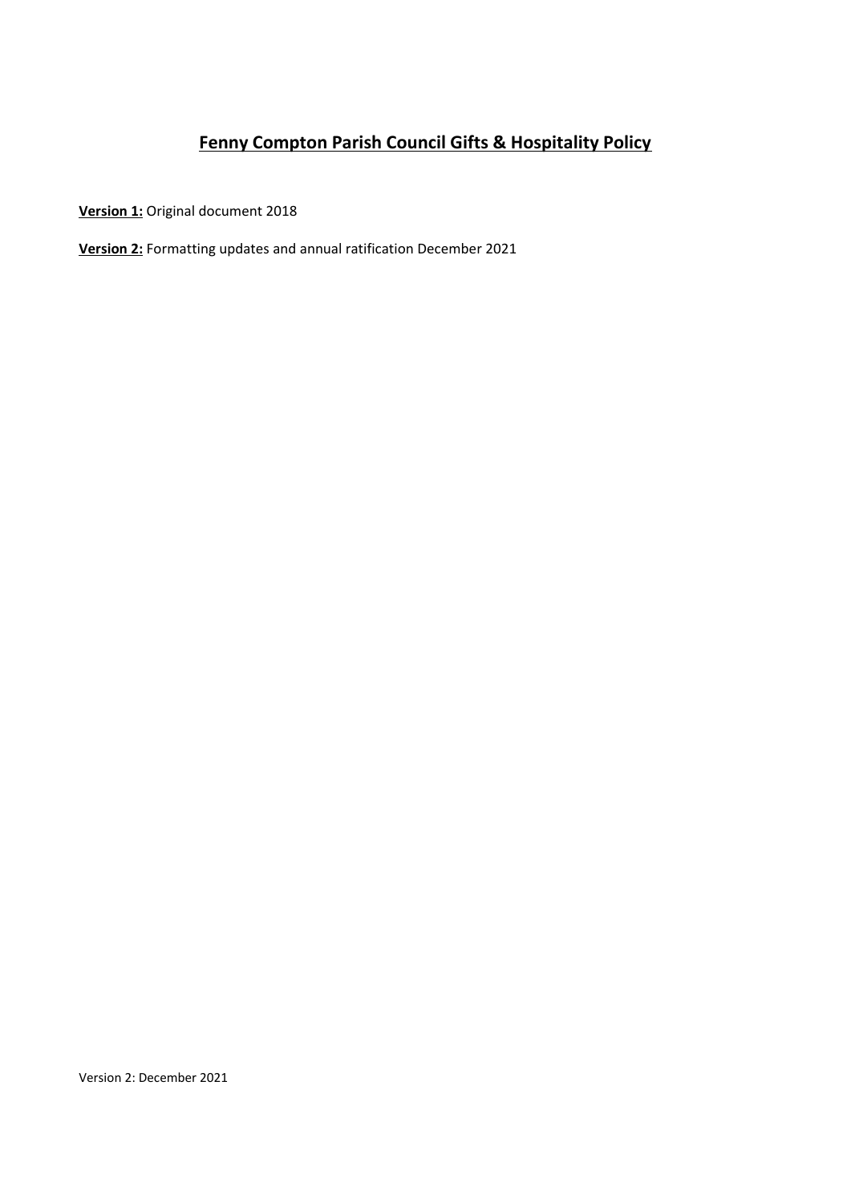# Fenny Compton Parish Council Gifts & Hospitality Policy

**Version 1:** Original document 2018

**Version 2:** Formatting updates and annual ratification December 2021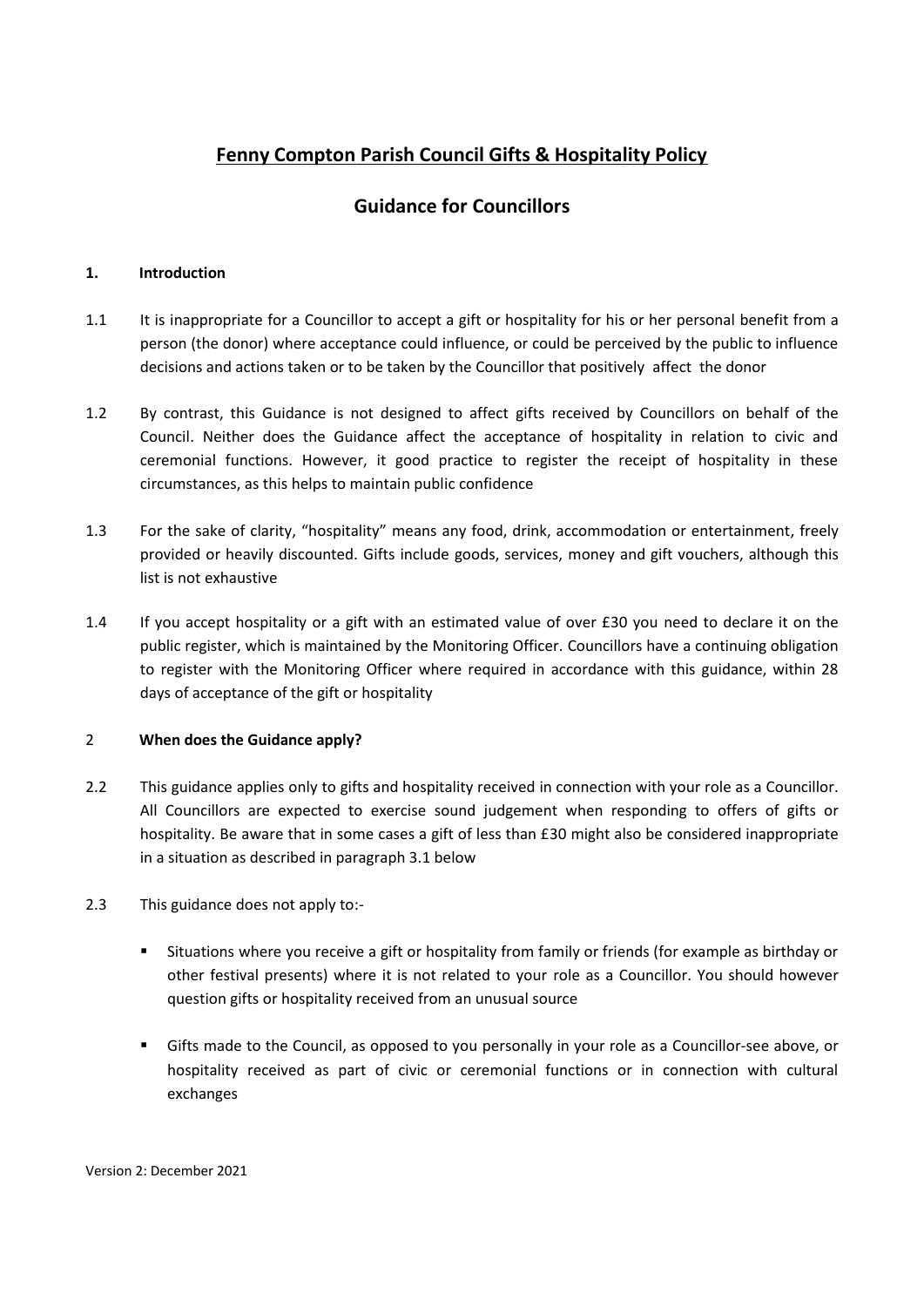# Fenny Compton Parish Council Gifts & Hospitality Policy

## Guidance for Councillors

### 1. Introduction

1.1 It is inappropriate for a Councillor to accept a gift or hospitality for his or her personal benefit from a person (the donor) where acceptance could influence, or could be perceived by the public to influence decisions and actions taken or to be taken by the Councillor that positively affect the donor

1.2 By contrast, this Guidance is not designed to affect gifts received by Councillors on behalf of the Council. Neither does the Guidance affect the acceptance of hospitality in relation to civic and ceremonial functions. However, it good practice to register the receipt of hospitality in these circumstances, as this helps to maintain public confidence

1.3 For the sake of clarity, "hospitality" means any food, drink, accommodation or entertainment, freely provided or heavily discounted. Gifts include goods, services, money and gift vouchers, although this list is not exhaustive

1.4 If you accept hospitality or a gift with an estimated value of over £30 you need to declare it on the public register, which is maintained by the Monitoring Officer. Councillors have a continuing obligation to register with the Monitoring Officer where required in accordance with this guidance, within 28 days of acceptance of the gift or hospitality

### 2 When does the Guidance apply?

2.2 This guidance applies only to gifts and hospitality received in connection with your role as a Councillor. All Councillors are expected to exercise sound judgement when responding to offers of gifts or hospitality. Be aware that in some cases a gift of less than £30 might also be considered inappropriate in a situation as described in paragraph 3.1 below

2.3 This guidance does not apply to:-

- Situations where you receive a gift or hospitality from family or friends (for example as birthday or other festival presents) where it is not related to your role as a Councillor. You should however question gifts or hospitality received from an unusual source
- Gifts made to the Council, as opposed to you personally in your role as a Councillor-see above, or hospitality received as part of civic or ceremonial functions or in connection with cultural exchanges

Version 2: December 2021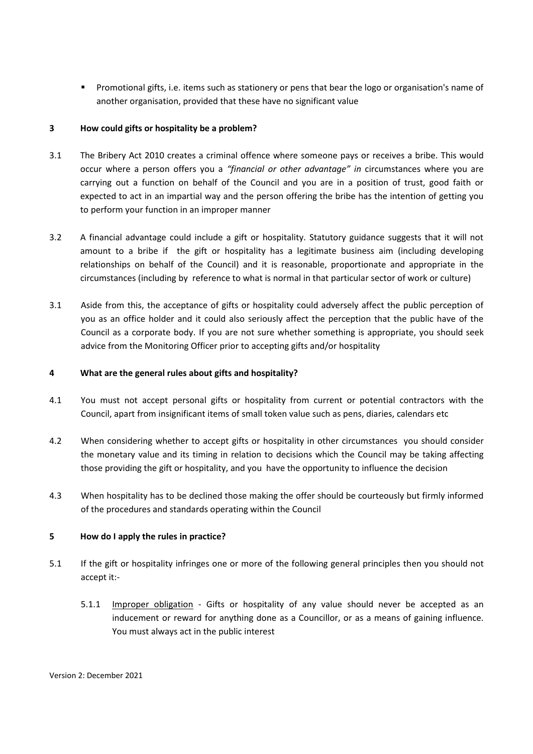- Promotional gifts, i.e. items such as stationery or pens that bear the logo or organisation's name of another organisation, provided that these have no significant value

## 3 How could gifts or hospitality be a problem?

3.1 The Bribery Act 2010 creates a criminal offence where someone pays or receives a bribe. This would occur where a person offers you a *"financial or other advantage" in* circumstances where you are carrying out a function on behalf of the Council and you are in a position of trust, good faith or expected to act in an impartial way and the person offering the bribe has the intention of getting you to perform your function in an improper manner

3.2 A financial advantage could include a gift or hospitality. Statutory guidance suggests that it will not amount to a bribe if the gift or hospitality has a legitimate business aim (including developing relationships on behalf of the Council) and it is reasonable, proportionate and appropriate in the circumstances (including by reference to what is normal in that particular sector of work or culture)

3.1 Aside from this, the acceptance of gifts or hospitality could adversely affect the public perception of you as an office holder and it could also seriously affect the perception that the public have of the Council as a corporate body. If you are not sure whether something is appropriate, you should seek advice from the Monitoring Officer prior to accepting gifts and/or hospitality

## 4 What are the general rules about gifts and hospitality?

4.1 You must not accept personal gifts or hospitality from current or potential contractors with the Council, apart from insignificant items of small token value such as pens, diaries, calendars etc

4.2 When considering whether to accept gifts or hospitality in other circumstances you should consider the monetary value and its timing in relation to decisions which the Council may be taking affecting those providing the gift or hospitality, and you have the opportunity to influence the decision

4.3 When hospitality has to be declined those making the offer should be courteously but firmly informed of the procedures and standards operating within the Council

## 5 How do I apply the rules in practice?

5.1 If the gift or hospitality infringes one or more of the following general principles then you should not accept it:-

5.1.1 <u>Improper obligation</u> - Gifts or hospitality of any value should never be accepted as an inducement or reward for anything done as a Councillor, or as a means of gaining influence. You must always act in the public interest

Version 2: December 2021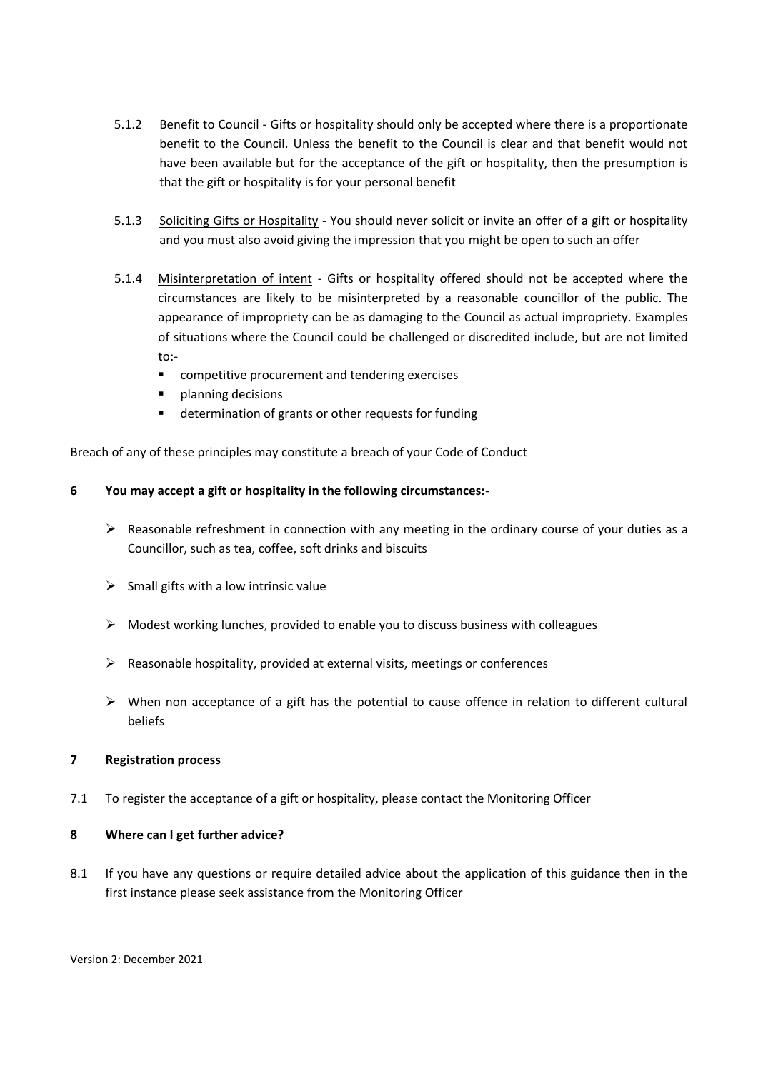5.1.2 Benefit to Council - Gifts or hospitality should only be accepted where there is a proportionate benefit to the Council. Unless the benefit to the Council is clear and that benefit would not have been available but for the acceptance of the gift or hospitality, then the presumption is that the gift or hospitality is for your personal benefit

5.1.3 Soliciting Gifts or Hospitality - You should never solicit or invite an offer of a gift or hospitality and you must also avoid giving the impression that you might be open to such an offer

5.1.4 Misinterpretation of intent - Gifts or hospitality offered should not be accepted where the circumstances are likely to be misinterpreted by a reasonable councillor of the public. The appearance of impropriety can be as damaging to the Council as actual impropriety. Examples of situations where the Council could be challenged or discredited include, but are not limited to:-

- competitive procurement and tendering exercises
- planning decisions
- determination of grants or other requests for funding

Breach of any of these principles may constitute a breach of your Code of Conduct

## 6 You may accept a gift or hospitality in the following circumstances:-

- Reasonable refreshment in connection with any meeting in the ordinary course of your duties as a Councillor, such as tea, coffee, soft drinks and biscuits
- Small gifts with a low intrinsic value
- Modest working lunches, provided to enable you to discuss business with colleagues
- Reasonable hospitality, provided at external visits, meetings or conferences
- When non acceptance of a gift has the potential to cause offence in relation to different cultural beliefs

## 7 Registration process

7.1 To register the acceptance of a gift or hospitality, please contact the Monitoring Officer

## 8 Where can I get further advice?

8.1 If you have any questions or require detailed advice about the application of this guidance then in the first instance please seek assistance from the Monitoring Officer

Version 2: December 2021